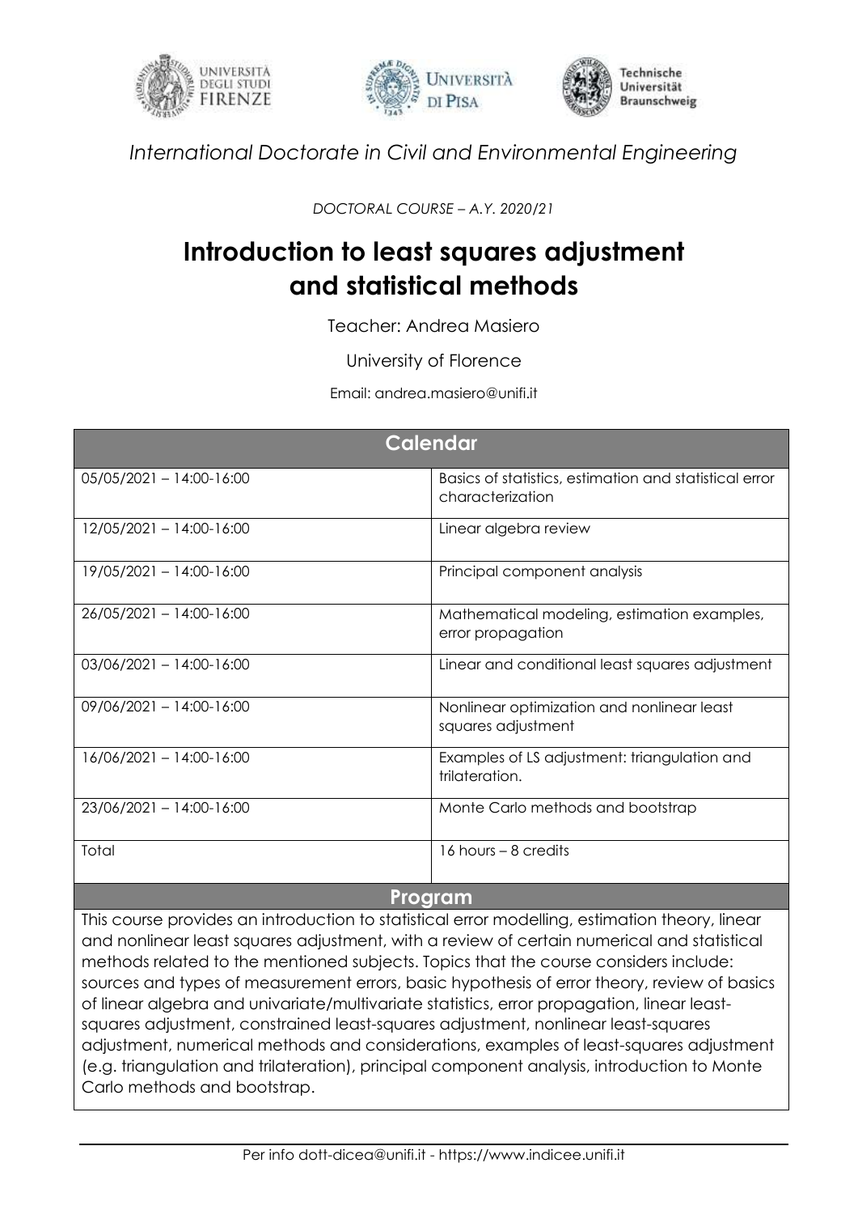*International Doctorate in Civil and Environmental Engineering*

*DOCTORAL COURSE – A.Y. 2020/21*

# Introduction to least squares adjustment and statistical methods

Teacher: Andrea Masiero

University of Florence

Email: andrea.masiero@unifi.it

| Calendar | |
| --- | --- |
| 05/05/2021 – 14:00-16:00 | Basics of statistics, estimation and statistical error characterization |
| 12/05/2021 – 14:00-16:00 | Linear algebra review |
| 19/05/2021 – 14:00-16:00 | Principal component analysis |
| 26/05/2021 – 14:00-16:00 | Mathematical modeling, estimation examples, error propagation |
| 03/06/2021 – 14:00-16:00 | Linear and conditional least squares adjustment |
| 09/06/2021 – 14:00-16:00 | Nonlinear optimization and nonlinear least squares adjustment |
| 16/06/2021 – 14:00-16:00 | Examples of LS adjustment: triangulation and trilateration. |
| 23/06/2021 – 14:00-16:00 | Monte Carlo methods and bootstrap |
| Total | 16 hours – 8 credits |

## Program

This course provides an introduction to statistical error modelling, estimation theory, linear and nonlinear least squares adjustment, with a review of certain numerical and statistical methods related to the mentioned subjects. Topics that the course considers include: sources and types of measurement errors, basic hypothesis of error theory, review of basics of linear algebra and univariate/multivariate statistics, error propagation, linear least-squares adjustment, constrained least-squares adjustment, nonlinear least-squares adjustment, numerical methods and considerations, examples of least-squares adjustment (e.g. triangulation and trilateration), principal component analysis, introduction to Monte Carlo methods and bootstrap.